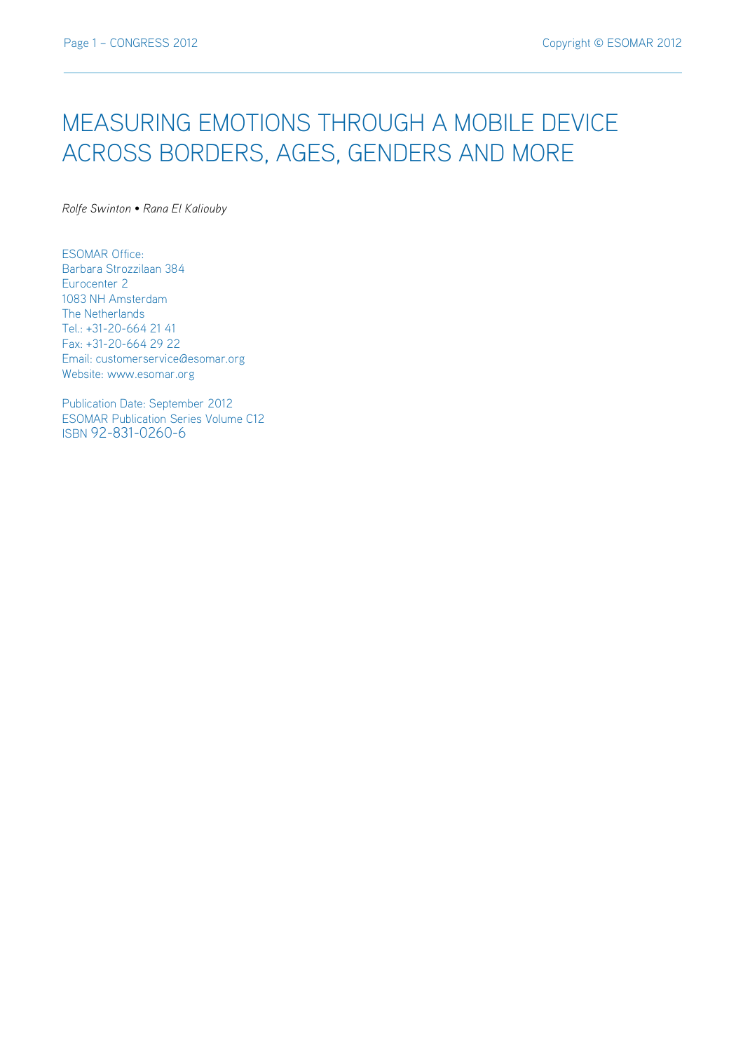# MEASURING EMOTIONS THROUGH A MOBILE DEVICE ACROSS BORDERS, AGES, GENDERS AND MORE

*Rolfe Swinton • Rana El Kaliouby*

ESOMAR Office:
Barbara Strozzilaan 384
Eurocenter 2
1083 NH Amsterdam
The Netherlands
Tel.: +31-20-664 21 41
Fax: +31-20-664 29 22
Email: customerservice@esomar.org
Website: www.esomar.org

Publication Date: September 2012
ESOMAR Publication Series Volume C12
ISBN 92-831-0260-6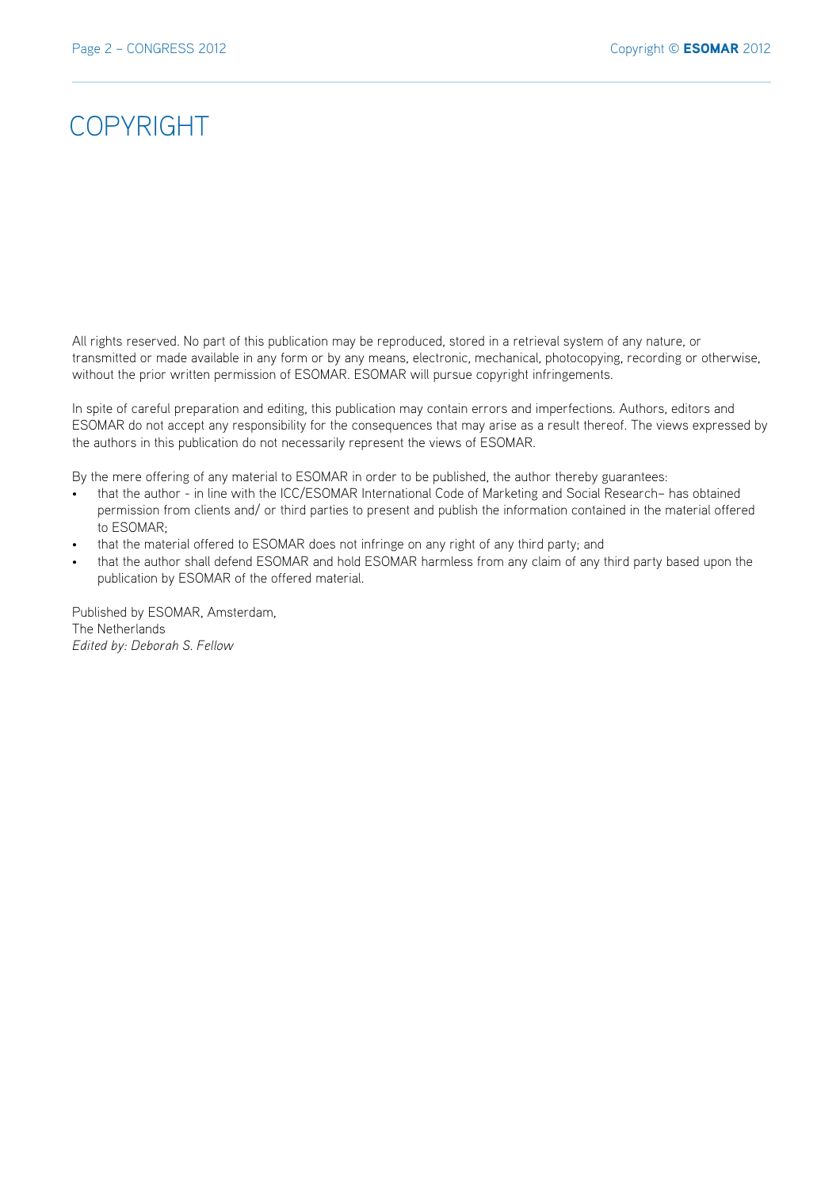# COPYRIGHT

All rights reserved. No part of this publication may be reproduced, stored in a retrieval system of any nature, or transmitted or made available in any form or by any means, electronic, mechanical, photocopying, recording or otherwise, without the prior written permission of ESOMAR. ESOMAR will pursue copyright infringements.

In spite of careful preparation and editing, this publication may contain errors and imperfections. Authors, editors and ESOMAR do not accept any responsibility for the consequences that may arise as a result thereof. The views expressed by the authors in this publication do not necessarily represent the views of ESOMAR.

By the mere offering of any material to ESOMAR in order to be published, the author thereby guarantees:

- that the author - in line with the ICC/ESOMAR International Code of Marketing and Social Research– has obtained permission from clients and/ or third parties to present and publish the information contained in the material offered to ESOMAR;
- that the material offered to ESOMAR does not infringe on any right of any third party; and
- that the author shall defend ESOMAR and hold ESOMAR harmless from any claim of any third party based upon the publication by ESOMAR of the offered material.

Published by ESOMAR, Amsterdam,
The Netherlands
*Edited by: Deborah S. Fellow*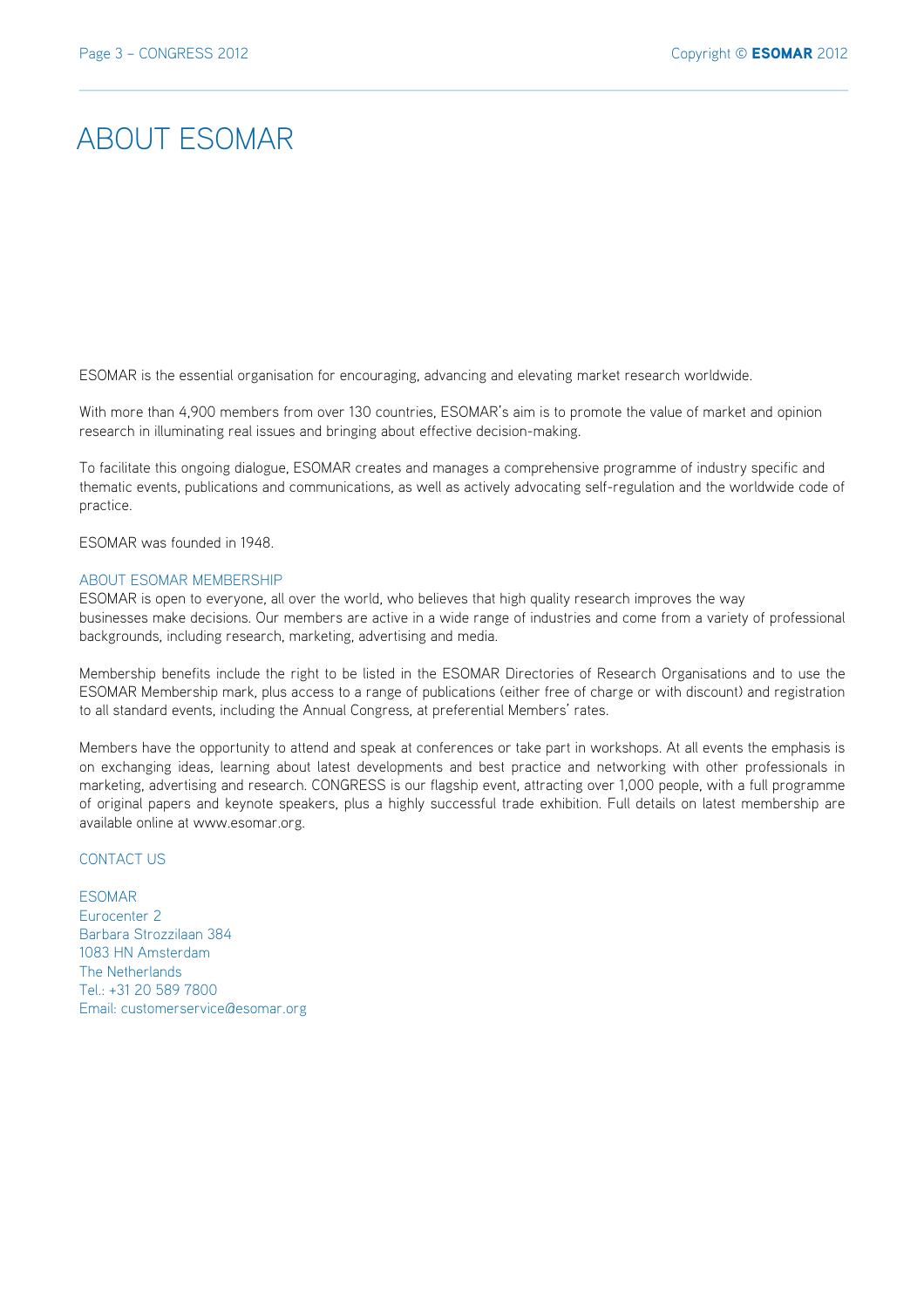# ABOUT ESOMAR

ESOMAR is the essential organisation for encouraging, advancing and elevating market research worldwide.

With more than 4,900 members from over 130 countries, ESOMAR's aim is to promote the value of market and opinion research in illuminating real issues and bringing about effective decision-making.

To facilitate this ongoing dialogue, ESOMAR creates and manages a comprehensive programme of industry specific and thematic events, publications and communications, as well as actively advocating self-regulation and the worldwide code of practice.

ESOMAR was founded in 1948.

## ABOUT ESOMAR MEMBERSHIP

ESOMAR is open to everyone, all over the world, who believes that high quality research improves the way businesses make decisions. Our members are active in a wide range of industries and come from a variety of professional backgrounds, including research, marketing, advertising and media.

Membership benefits include the right to be listed in the ESOMAR Directories of Research Organisations and to use the ESOMAR Membership mark, plus access to a range of publications (either free of charge or with discount) and registration to all standard events, including the Annual Congress, at preferential Members' rates.

Members have the opportunity to attend and speak at conferences or take part in workshops. At all events the emphasis is on exchanging ideas, learning about latest developments and best practice and networking with other professionals in marketing, advertising and research. CONGRESS is our flagship event, attracting over 1,000 people, with a full programme of original papers and keynote speakers, plus a highly successful trade exhibition. Full details on latest membership are available online at www.esomar.org.

## CONTACT US

ESOMAR
Eurocenter 2
Barbara Strozzilaan 384
1083 HN Amsterdam
The Netherlands
Tel.: +31 20 589 7800
Email: customerservice@esomar.org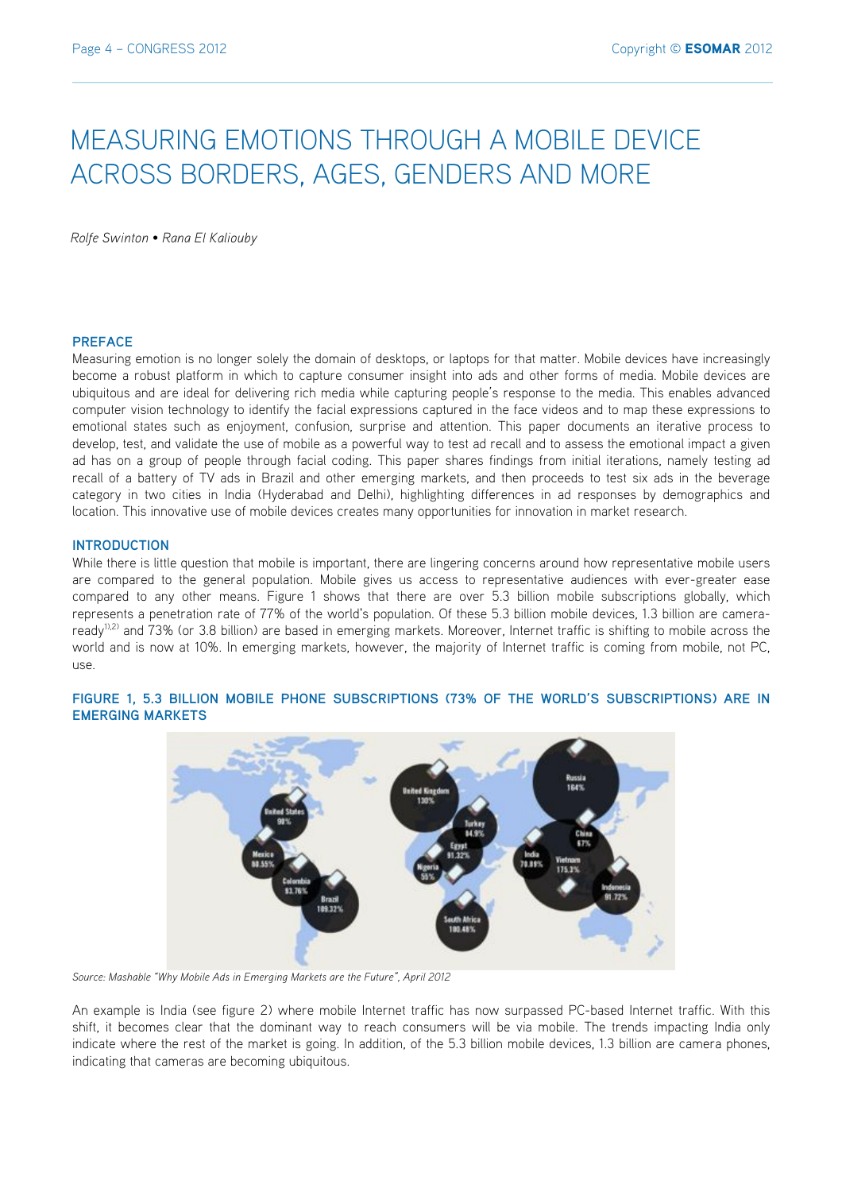# MEASURING EMOTIONS THROUGH A MOBILE DEVICE ACROSS BORDERS, AGES, GENDERS AND MORE

*Rolfe Swinton • Rana El Kaliouby*

## PREFACE

Measuring emotion is no longer solely the domain of desktops, or laptops for that matter. Mobile devices have increasingly become a robust platform in which to capture consumer insight into ads and other forms of media. Mobile devices are ubiquitous and are ideal for delivering rich media while capturing people's response to the media. This enables advanced computer vision technology to identify the facial expressions captured in the face videos and to map these expressions to emotional states such as enjoyment, confusion, surprise and attention. This paper documents an iterative process to develop, test, and validate the use of mobile as a powerful way to test ad recall and to assess the emotional impact a given ad has on a group of people through facial coding. This paper shares findings from initial iterations, namely testing ad recall of a battery of TV ads in Brazil and other emerging markets, and then proceeds to test six ads in the beverage category in two cities in India (Hyderabad and Delhi), highlighting differences in ad responses by demographics and location. This innovative use of mobile devices creates many opportunities for innovation in market research.

## INTRODUCTION

While there is little question that mobile is important, there are lingering concerns around how representative mobile users are compared to the general population. Mobile gives us access to representative audiences with ever-greater ease compared to any other means. Figure 1 shows that there are over 5.3 billion mobile subscriptions globally, which represents a penetration rate of 77% of the world's population. Of these 5.3 billion mobile devices, 1.3 billion are camera-ready[1),2)] and 73% (or 3.8 billion) are based in emerging markets. Moreover, Internet traffic is shifting to mobile across the world and is now at 10%. In emerging markets, however, the majority of Internet traffic is coming from mobile, not PC, use.

**FIGURE 1, 5.3 BILLION MOBILE PHONE SUBSCRIPTIONS (73% OF THE WORLD'S SUBSCRIPTIONS) ARE IN EMERGING MARKETS**

*Source: Mashable "Why Mobile Ads in Emerging Markets are the Future", April 2012*

An example is India (see figure 2) where mobile Internet traffic has now surpassed PC-based Internet traffic. With this shift, it becomes clear that the dominant way to reach consumers will be via mobile. The trends impacting India only indicate where the rest of the market is going. In addition, of the 5.3 billion mobile devices, 1.3 billion are camera phones, indicating that cameras are becoming ubiquitous.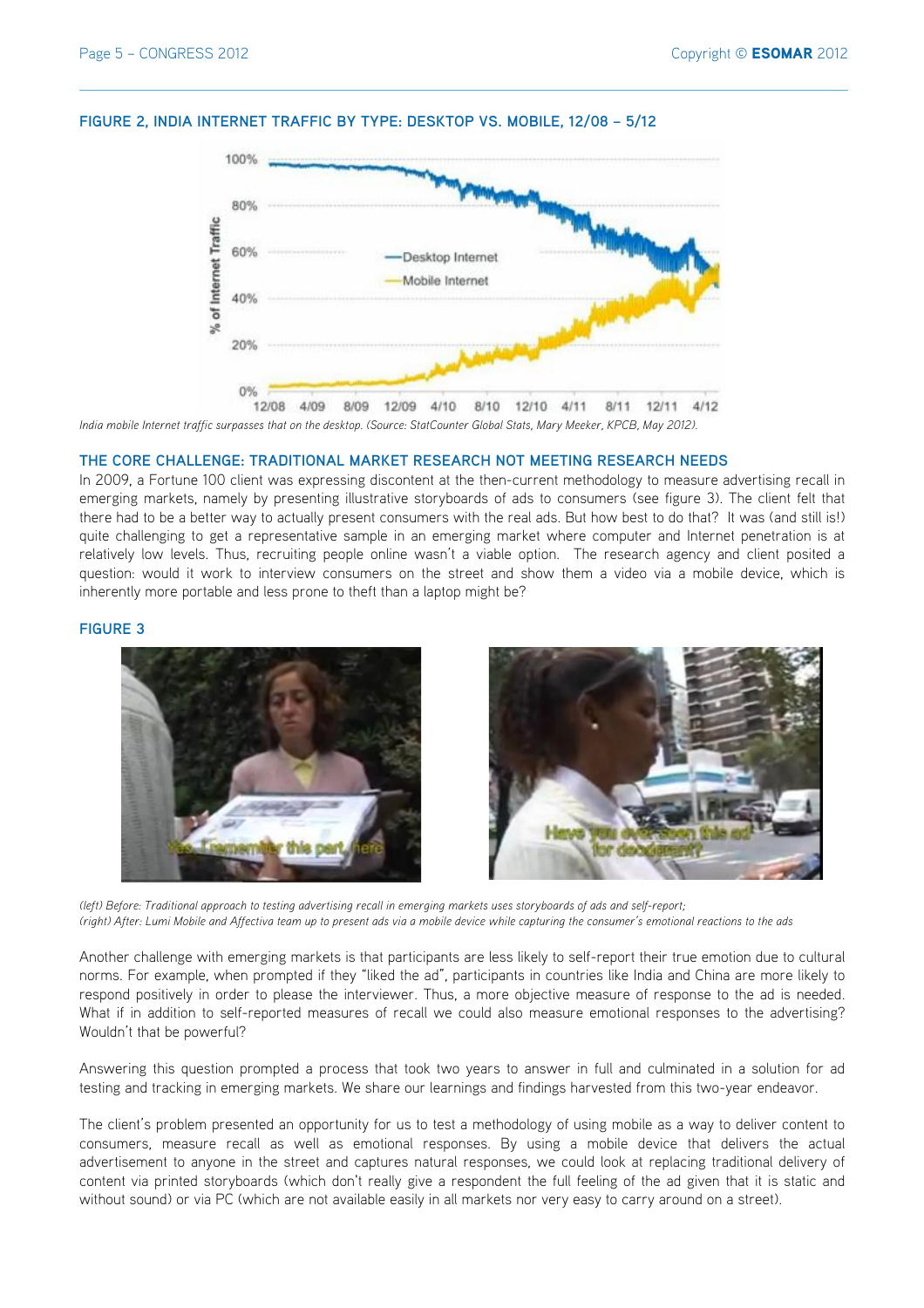**FIGURE 2, INDIA INTERNET TRAFFIC BY TYPE: DESKTOP VS. MOBILE, 12/08 – 5/12**

*India mobile Internet traffic surpasses that on the desktop. (Source: StatCounter Global Stats, Mary Meeker, KPCB, May 2012).*

## THE CORE CHALLENGE: TRADITIONAL MARKET RESEARCH NOT MEETING RESEARCH NEEDS

In 2009, a Fortune 100 client was expressing discontent at the then-current methodology to measure advertising recall in emerging markets, namely by presenting illustrative storyboards of ads to consumers (see figure 3). The client felt that there had to be a better way to actually present consumers with the real ads. But how best to do that? It was (and still is!) quite challenging to get a representative sample in an emerging market where computer and Internet penetration is at relatively low levels. Thus, recruiting people online wasn't a viable option. The research agency and client posited a question: would it work to interview consumers on the street and show them a video via a mobile device, which is inherently more portable and less prone to theft than a laptop might be?

**FIGURE 3**

*(left) Before: Traditional approach to testing advertising recall in emerging markets uses storyboards of ads and self-report;*
*(right) After: Lumi Mobile and Affectiva team up to present ads via a mobile device while capturing the consumer's emotional reactions to the ads*

Another challenge with emerging markets is that participants are less likely to self-report their true emotion due to cultural norms. For example, when prompted if they "liked the ad", participants in countries like India and China are more likely to respond positively in order to please the interviewer. Thus, a more objective measure of response to the ad is needed. What if in addition to self-reported measures of recall we could also measure emotional responses to the advertising? Wouldn't that be powerful?

Answering this question prompted a process that took two years to answer in full and culminated in a solution for ad testing and tracking in emerging markets. We share our learnings and findings harvested from this two-year endeavor.

The client's problem presented an opportunity for us to test a methodology of using mobile as a way to deliver content to consumers, measure recall as well as emotional responses. By using a mobile device that delivers the actual advertisement to anyone in the street and captures natural responses, we could look at replacing traditional delivery of content via printed storyboards (which don't really give a respondent the full feeling of the ad given that it is static and without sound) or via PC (which are not available easily in all markets nor very easy to carry around on a street).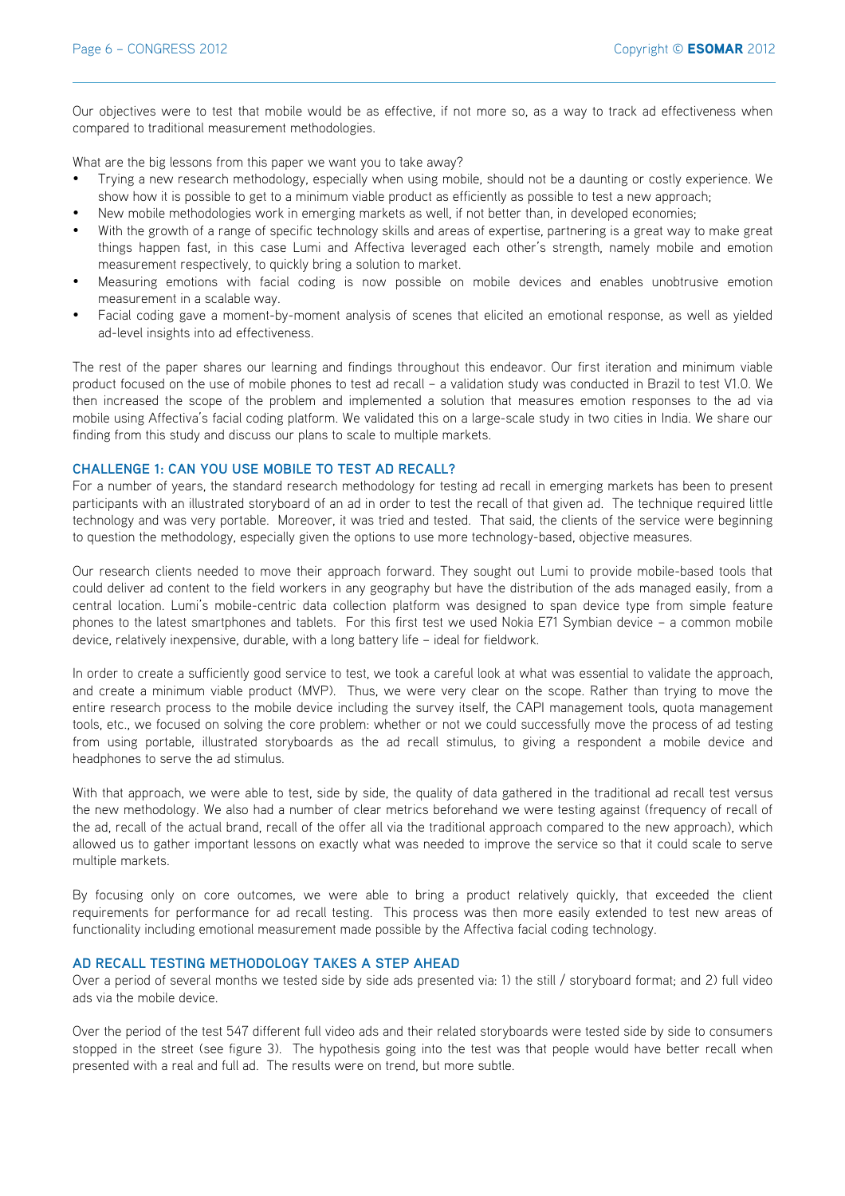Our objectives were to test that mobile would be as effective, if not more so, as a way to track ad effectiveness when compared to traditional measurement methodologies.

What are the big lessons from this paper we want you to take away?

- Trying a new research methodology, especially when using mobile, should not be a daunting or costly experience. We show how it is possible to get to a minimum viable product as efficiently as possible to test a new approach;
- New mobile methodologies work in emerging markets as well, if not better than, in developed economies;
- With the growth of a range of specific technology skills and areas of expertise, partnering is a great way to make great things happen fast, in this case Lumi and Affectiva leveraged each other's strength, namely mobile and emotion measurement respectively, to quickly bring a solution to market.
- Measuring emotions with facial coding is now possible on mobile devices and enables unobtrusive emotion measurement in a scalable way.
- Facial coding gave a moment-by-moment analysis of scenes that elicited an emotional response, as well as yielded ad-level insights into ad effectiveness.

The rest of the paper shares our learning and findings throughout this endeavor. Our first iteration and minimum viable product focused on the use of mobile phones to test ad recall – a validation study was conducted in Brazil to test V1.0. We then increased the scope of the problem and implemented a solution that measures emotion responses to the ad via mobile using Affectiva's facial coding platform. We validated this on a large-scale study in two cities in India. We share our finding from this study and discuss our plans to scale to multiple markets.

## CHALLENGE 1: CAN YOU USE MOBILE TO TEST AD RECALL?

For a number of years, the standard research methodology for testing ad recall in emerging markets has been to present participants with an illustrated storyboard of an ad in order to test the recall of that given ad. The technique required little technology and was very portable. Moreover, it was tried and tested. That said, the clients of the service were beginning to question the methodology, especially given the options to use more technology-based, objective measures.

Our research clients needed to move their approach forward. They sought out Lumi to provide mobile-based tools that could deliver ad content to the field workers in any geography but have the distribution of the ads managed easily, from a central location. Lumi's mobile-centric data collection platform was designed to span device type from simple feature phones to the latest smartphones and tablets. For this first test we used Nokia E71 Symbian device – a common mobile device, relatively inexpensive, durable, with a long battery life – ideal for fieldwork.

In order to create a sufficiently good service to test, we took a careful look at what was essential to validate the approach, and create a minimum viable product (MVP). Thus, we were very clear on the scope. Rather than trying to move the entire research process to the mobile device including the survey itself, the CAPI management tools, quota management tools, etc., we focused on solving the core problem: whether or not we could successfully move the process of ad testing from using portable, illustrated storyboards as the ad recall stimulus, to giving a respondent a mobile device and headphones to serve the ad stimulus.

With that approach, we were able to test, side by side, the quality of data gathered in the traditional ad recall test versus the new methodology. We also had a number of clear metrics beforehand we were testing against (frequency of recall of the ad, recall of the actual brand, recall of the offer all via the traditional approach compared to the new approach), which allowed us to gather important lessons on exactly what was needed to improve the service so that it could scale to serve multiple markets.

By focusing only on core outcomes, we were able to bring a product relatively quickly, that exceeded the client requirements for performance for ad recall testing. This process was then more easily extended to test new areas of functionality including emotional measurement made possible by the Affectiva facial coding technology.

## AD RECALL TESTING METHODOLOGY TAKES A STEP AHEAD

Over a period of several months we tested side by side ads presented via: 1) the still / storyboard format; and 2) full video ads via the mobile device.

Over the period of the test 547 different full video ads and their related storyboards were tested side by side to consumers stopped in the street (see figure 3). The hypothesis going into the test was that people would have better recall when presented with a real and full ad. The results were on trend, but more subtle.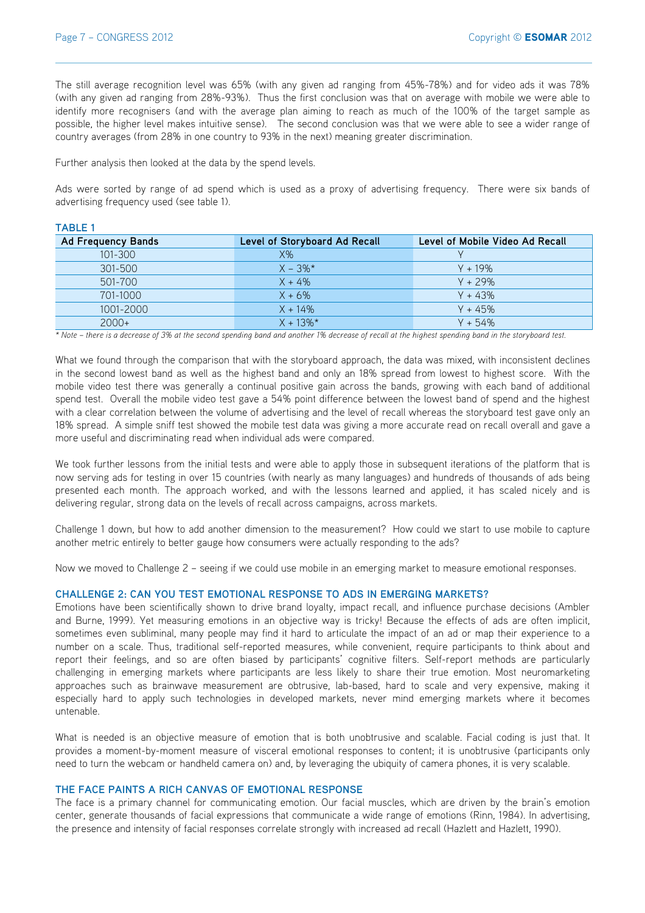The still average recognition level was 65% (with any given ad ranging from 45%-78%) and for video ads it was 78% (with any given ad ranging from 28%-93%). Thus the first conclusion was that on average with mobile we were able to identify more recognisers (and with the average plan aiming to reach as much of the 100% of the target sample as possible, the higher level makes intuitive sense). The second conclusion was that we were able to see a wider range of country averages (from 28% in one country to 93% in the next) meaning greater discrimination.

Further analysis then looked at the data by the spend levels.

Ads were sorted by range of ad spend which is used as a proxy of advertising frequency. There were six bands of advertising frequency used (see table 1).

**TABLE 1**

| Ad Frequency Bands | Level of Storyboard Ad Recall | Level of Mobile Video Ad Recall |
|---|---|---|
| 101-300 | X% | Y |
| 301-500 | X – 3%* | Y + 19% |
| 501-700 | X + 4% | Y + 29% |
| 701-1000 | X + 6% | Y + 43% |
| 1001-2000 | X + 14% | Y + 45% |
| 2000+ | X + 13%* | Y + 54% |

*\* Note – there is a decrease of 3% at the second spending band and another 1% decrease of recall at the highest spending band in the storyboard test.*

What we found through the comparison that with the storyboard approach, the data was mixed, with inconsistent declines in the second lowest band as well as the highest band and only an 18% spread from lowest to highest score. With the mobile video test there was generally a continual positive gain across the bands, growing with each band of additional spend test. Overall the mobile video test gave a 54% point difference between the lowest band of spend and the highest with a clear correlation between the volume of advertising and the level of recall whereas the storyboard test gave only an 18% spread. A simple sniff test showed the mobile test data was giving a more accurate read on recall overall and gave a more useful and discriminating read when individual ads were compared.

We took further lessons from the initial tests and were able to apply those in subsequent iterations of the platform that is now serving ads for testing in over 15 countries (with nearly as many languages) and hundreds of thousands of ads being presented each month. The approach worked, and with the lessons learned and applied, it has scaled nicely and is delivering regular, strong data on the levels of recall across campaigns, across markets.

Challenge 1 down, but how to add another dimension to the measurement? How could we start to use mobile to capture another metric entirely to better gauge how consumers were actually responding to the ads?

Now we moved to Challenge 2 – seeing if we could use mobile in an emerging market to measure emotional responses.

## CHALLENGE 2: CAN YOU TEST EMOTIONAL RESPONSE TO ADS IN EMERGING MARKETS?

Emotions have been scientifically shown to drive brand loyalty, impact recall, and influence purchase decisions (Ambler and Burne, 1999). Yet measuring emotions in an objective way is tricky! Because the effects of ads are often implicit, sometimes even subliminal, many people may find it hard to articulate the impact of an ad or map their experience to a number on a scale. Thus, traditional self-reported measures, while convenient, require participants to think about and report their feelings, and so are often biased by participants' cognitive filters. Self-report methods are particularly challenging in emerging markets where participants are less likely to share their true emotion. Most neuromarketing approaches such as brainwave measurement are obtrusive, lab-based, hard to scale and very expensive, making it especially hard to apply such technologies in developed markets, never mind emerging markets where it becomes untenable.

What is needed is an objective measure of emotion that is both unobtrusive and scalable. Facial coding is just that. It provides a moment-by-moment measure of visceral emotional responses to content; it is unobtrusive (participants only need to turn the webcam or handheld camera on) and, by leveraging the ubiquity of camera phones, it is very scalable.

## THE FACE PAINTS A RICH CANVAS OF EMOTIONAL RESPONSE

The face is a primary channel for communicating emotion. Our facial muscles, which are driven by the brain's emotion center, generate thousands of facial expressions that communicate a wide range of emotions (Rinn, 1984). In advertising, the presence and intensity of facial responses correlate strongly with increased ad recall (Hazlett and Hazlett, 1990).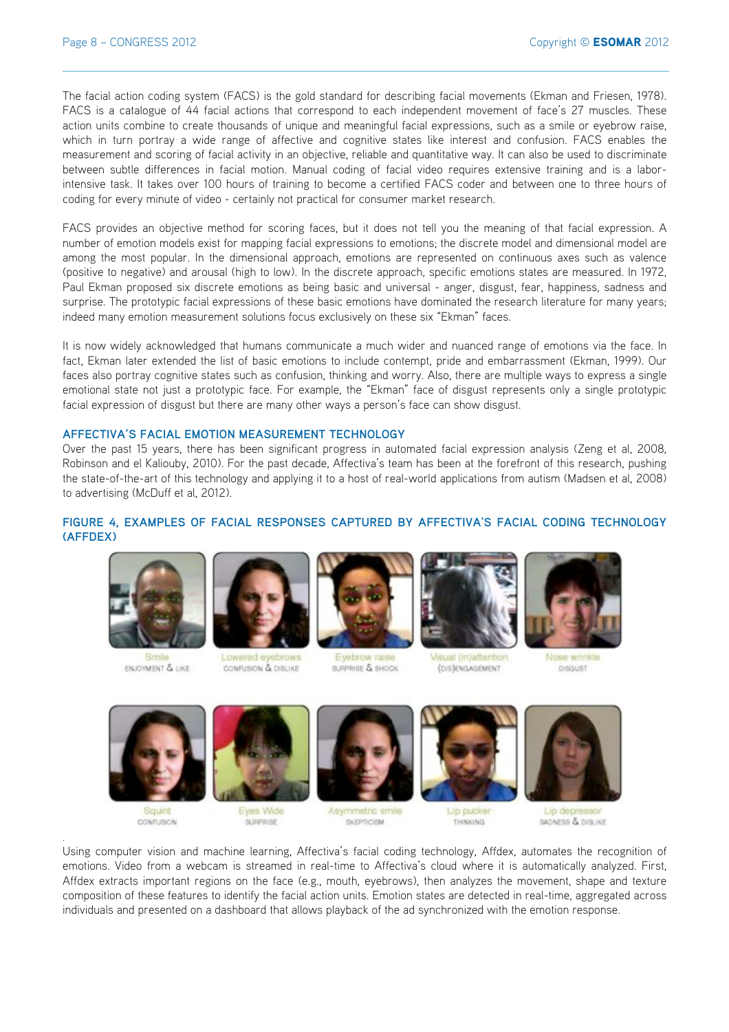The facial action coding system (FACS) is the gold standard for describing facial movements (Ekman and Friesen, 1978). FACS is a catalogue of 44 facial actions that correspond to each independent movement of face's 27 muscles. These action units combine to create thousands of unique and meaningful facial expressions, such as a smile or eyebrow raise, which in turn portray a wide range of affective and cognitive states like interest and confusion. FACS enables the measurement and scoring of facial activity in an objective, reliable and quantitative way. It can also be used to discriminate between subtle differences in facial motion. Manual coding of facial video requires extensive training and is a labor-intensive task. It takes over 100 hours of training to become a certified FACS coder and between one to three hours of coding for every minute of video - certainly not practical for consumer market research.

FACS provides an objective method for scoring faces, but it does not tell you the meaning of that facial expression. A number of emotion models exist for mapping facial expressions to emotions; the discrete model and dimensional model are among the most popular. In the dimensional approach, emotions are represented on continuous axes such as valence (positive to negative) and arousal (high to low). In the discrete approach, specific emotions states are measured. In 1972, Paul Ekman proposed six discrete emotions as being basic and universal - anger, disgust, fear, happiness, sadness and surprise. The prototypic facial expressions of these basic emotions have dominated the research literature for many years; indeed many emotion measurement solutions focus exclusively on these six "Ekman" faces.

It is now widely acknowledged that humans communicate a much wider and nuanced range of emotions via the face. In fact, Ekman later extended the list of basic emotions to include contempt, pride and embarrassment (Ekman, 1999). Our faces also portray cognitive states such as confusion, thinking and worry. Also, there are multiple ways to express a single emotional state not just a prototypic face. For example, the "Ekman" face of disgust represents only a single prototypic facial expression of disgust but there are many other ways a person's face can show disgust.

## AFFECTIVA'S FACIAL EMOTION MEASUREMENT TECHNOLOGY

Over the past 15 years, there has been significant progress in automated facial expression analysis (Zeng et al, 2008, Robinson and el Kaliouby, 2010). For the past decade, Affectiva's team has been at the forefront of this research, pushing the state-of-the-art of this technology and applying it to a host of real-world applications from autism (Madsen et al, 2008) to advertising (McDuff et al, 2012).

**FIGURE 4, EXAMPLES OF FACIAL RESPONSES CAPTURED BY AFFECTIVA'S FACIAL CODING TECHNOLOGY (AFFDEX)**

Smile – ENJOYMENT & LIKE; Lowered eyebrows – CONFUSION & DISLIKE; Eyebrow raise – SURPRISE & SHOCK; Visual (in)attention – (DIS)ENGAGEMENT; Nose wrinkle – DISGUST

Squint – CONFUSION; Eyes Wide – SURPRISE; Asymmetric smile – SKEPTICISM; Lip pucker – THINKING; Lip depressor – SADNESS & DISLIKE

Using computer vision and machine learning, Affectiva's facial coding technology, Affdex, automates the recognition of emotions. Video from a webcam is streamed in real-time to Affectiva's cloud where it is automatically analyzed. First, Affdex extracts important regions on the face (e.g., mouth, eyebrows), then analyzes the movement, shape and texture composition of these features to identify the facial action units. Emotion states are detected in real-time, aggregated across individuals and presented on a dashboard that allows playback of the ad synchronized with the emotion response.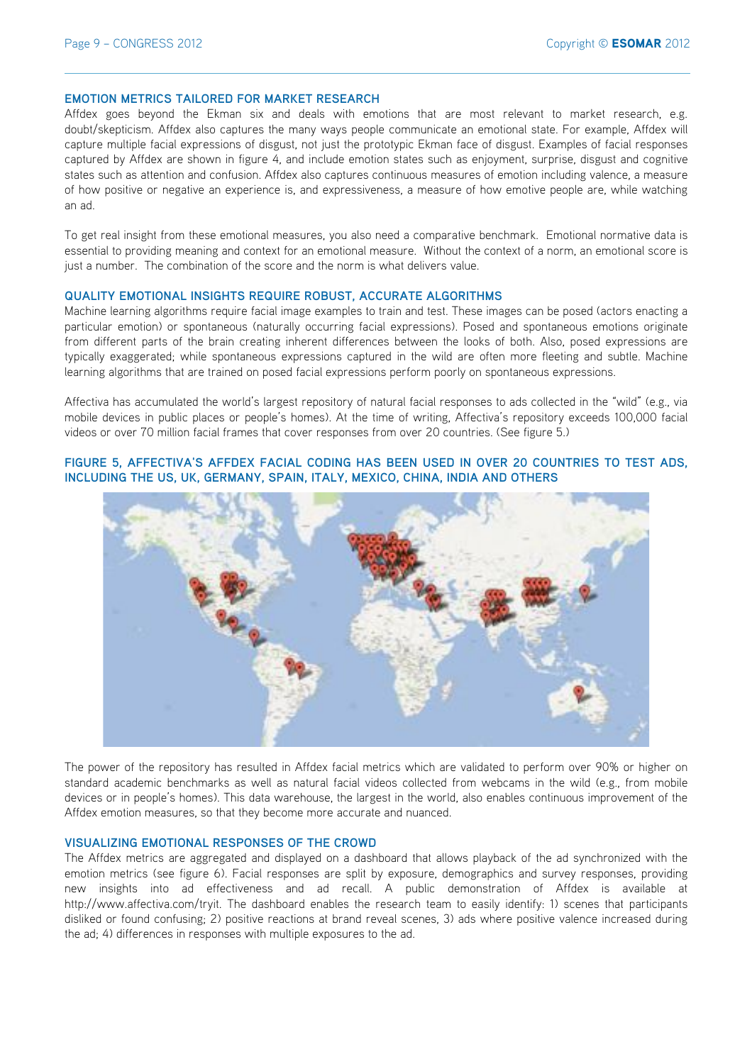### EMOTION METRICS TAILORED FOR MARKET RESEARCH

Affdex goes beyond the Ekman six and deals with emotions that are most relevant to market research, e.g. doubt/skepticism. Affdex also captures the many ways people communicate an emotional state. For example, Affdex will capture multiple facial expressions of disgust, not just the prototypic Ekman face of disgust. Examples of facial responses captured by Affdex are shown in figure 4, and include emotion states such as enjoyment, surprise, disgust and cognitive states such as attention and confusion. Affdex also captures continuous measures of emotion including valence, a measure of how positive or negative an experience is, and expressiveness, a measure of how emotive people are, while watching an ad.

To get real insight from these emotional measures, you also need a comparative benchmark. Emotional normative data is essential to providing meaning and context for an emotional measure. Without the context of a norm, an emotional score is just a number. The combination of the score and the norm is what delivers value.

### QUALITY EMOTIONAL INSIGHTS REQUIRE ROBUST, ACCURATE ALGORITHMS

Machine learning algorithms require facial image examples to train and test. These images can be posed (actors enacting a particular emotion) or spontaneous (naturally occurring facial expressions). Posed and spontaneous emotions originate from different parts of the brain creating inherent differences between the looks of both. Also, posed expressions are typically exaggerated; while spontaneous expressions captured in the wild are often more fleeting and subtle. Machine learning algorithms that are trained on posed facial expressions perform poorly on spontaneous expressions.

Affectiva has accumulated the world's largest repository of natural facial responses to ads collected in the "wild" (e.g., via mobile devices in public places or people's homes). At the time of writing, Affectiva's repository exceeds 100,000 facial videos or over 70 million facial frames that cover responses from over 20 countries. (See figure 5.)

**FIGURE 5, AFFECTIVA'S AFFDEX FACIAL CODING HAS BEEN USED IN OVER 20 COUNTRIES TO TEST ADS, INCLUDING THE US, UK, GERMANY, SPAIN, ITALY, MEXICO, CHINA, INDIA AND OTHERS**

The power of the repository has resulted in Affdex facial metrics which are validated to perform over 90% or higher on standard academic benchmarks as well as natural facial videos collected from webcams in the wild (e.g., from mobile devices or in people's homes). This data warehouse, the largest in the world, also enables continuous improvement of the Affdex emotion measures, so that they become more accurate and nuanced.

### VISUALIZING EMOTIONAL RESPONSES OF THE CROWD

The Affdex metrics are aggregated and displayed on a dashboard that allows playback of the ad synchronized with the emotion metrics (see figure 6). Facial responses are split by exposure, demographics and survey responses, providing new insights into ad effectiveness and ad recall. A public demonstration of Affdex is available at http://www.affectiva.com/tryit. The dashboard enables the research team to easily identify: 1) scenes that participants disliked or found confusing; 2) positive reactions at brand reveal scenes, 3) ads where positive valence increased during the ad; 4) differences in responses with multiple exposures to the ad.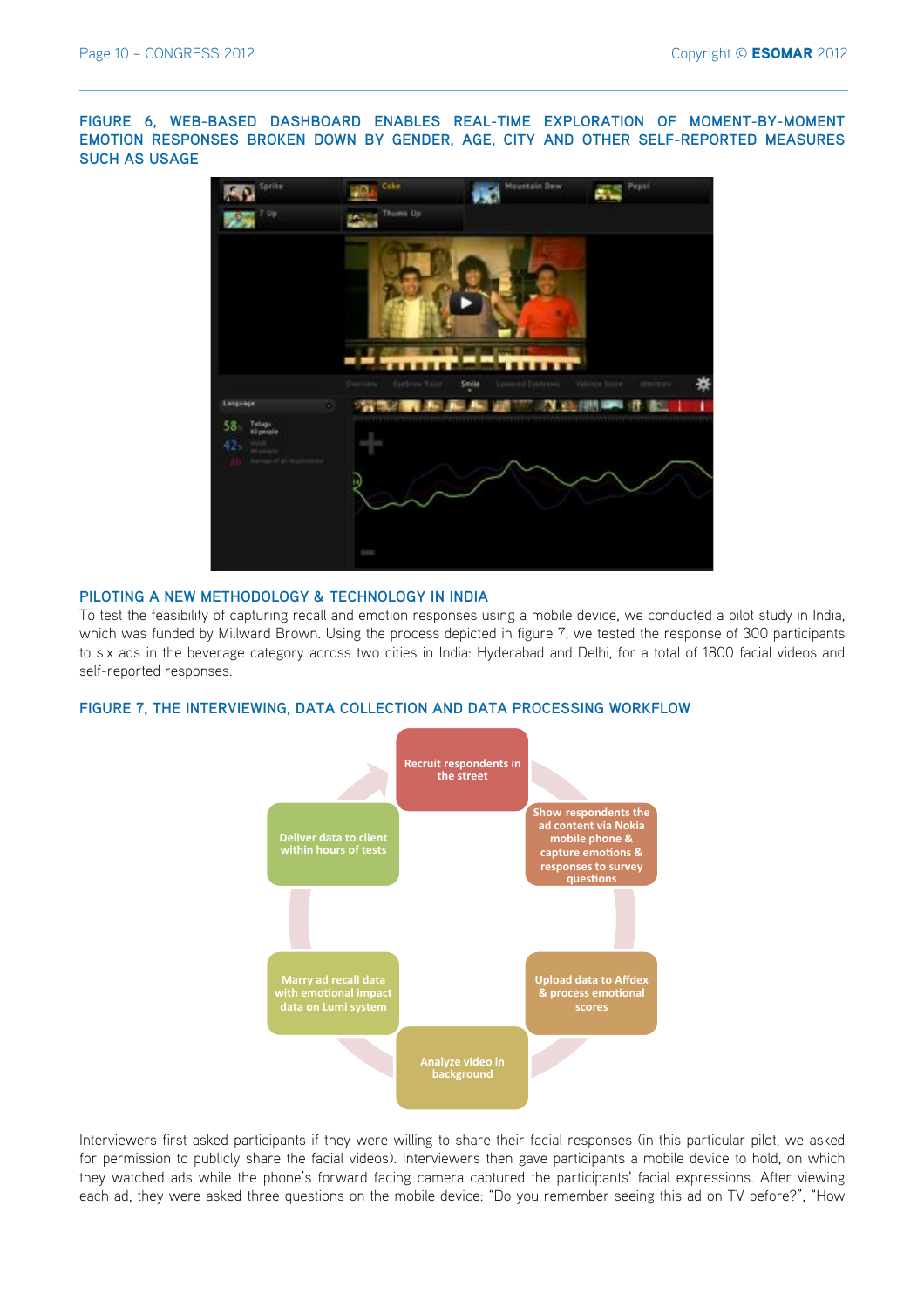**FIGURE 6, WEB-BASED DASHBOARD ENABLES REAL-TIME EXPLORATION OF MOMENT-BY-MOMENT EMOTION RESPONSES BROKEN DOWN BY GENDER, AGE, CITY AND OTHER SELF-REPORTED MEASURES SUCH AS USAGE**

## PILOTING A NEW METHODOLOGY & TECHNOLOGY IN INDIA

To test the feasibility of capturing recall and emotion responses using a mobile device, we conducted a pilot study in India, which was funded by Millward Brown. Using the process depicted in figure 7, we tested the response of 300 participants to six ads in the beverage category across two cities in India: Hyderabad and Delhi, for a total of 1800 facial videos and self-reported responses.

**FIGURE 7, THE INTERVIEWING, DATA COLLECTION AND DATA PROCESSING WORKFLOW**

Interviewers first asked participants if they were willing to share their facial responses (in this particular pilot, we asked for permission to publicly share the facial videos). Interviewers then gave participants a mobile device to hold, on which they watched ads while the phone's forward facing camera captured the participants' facial expressions. After viewing each ad, they were asked three questions on the mobile device: "Do you remember seeing this ad on TV before?", "How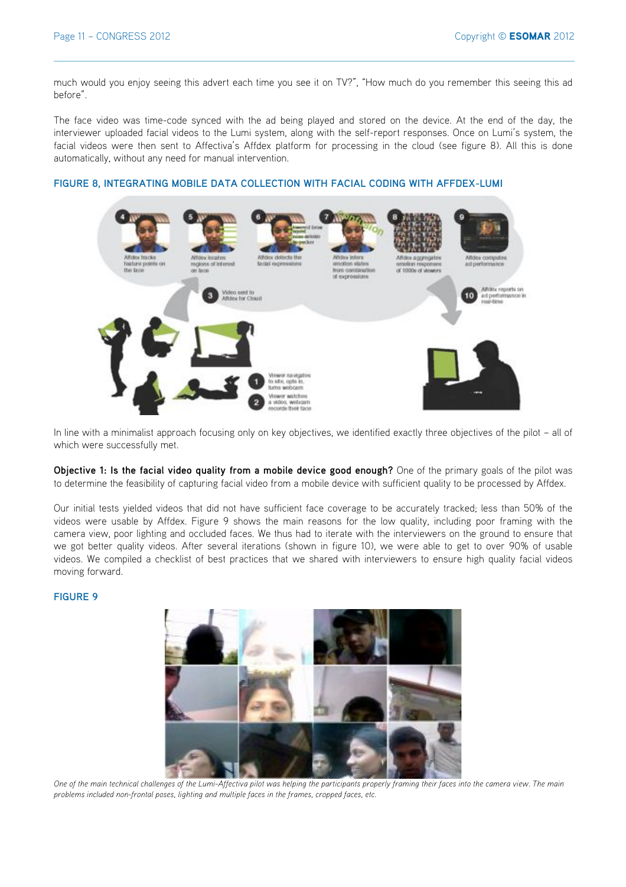much would you enjoy seeing this advert each time you see it on TV?", "How much do you remember this seeing this ad before".

The face video was time-code synced with the ad being played and stored on the device. At the end of the day, the interviewer uploaded facial videos to the Lumi system, along with the self-report responses. Once on Lumi's system, the facial videos were then sent to Affectiva's Affdex platform for processing in the cloud (see figure 8). All this is done automatically, without any need for manual intervention.

**FIGURE 8, INTEGRATING MOBILE DATA COLLECTION WITH FACIAL CODING WITH AFFDEX-LUMI**

In line with a minimalist approach focusing only on key objectives, we identified exactly three objectives of the pilot – all of which were successfully met.

**Objective 1: Is the facial video quality from a mobile device good enough?** One of the primary goals of the pilot was to determine the feasibility of capturing facial video from a mobile device with sufficient quality to be processed by Affdex.

Our initial tests yielded videos that did not have sufficient face coverage to be accurately tracked; less than 50% of the videos were usable by Affdex. Figure 9 shows the main reasons for the low quality, including poor framing with the camera view, poor lighting and occluded faces. We thus had to iterate with the interviewers on the ground to ensure that we got better quality videos. After several iterations (shown in figure 10), we were able to get to over 90% of usable videos. We compiled a checklist of best practices that we shared with interviewers to ensure high quality facial videos moving forward.

**FIGURE 9**

*One of the main technical challenges of the Lumi-Affectiva pilot was helping the participants properly framing their faces into the camera view. The main problems included non-frontal poses, lighting and multiple faces in the frames, cropped faces, etc.*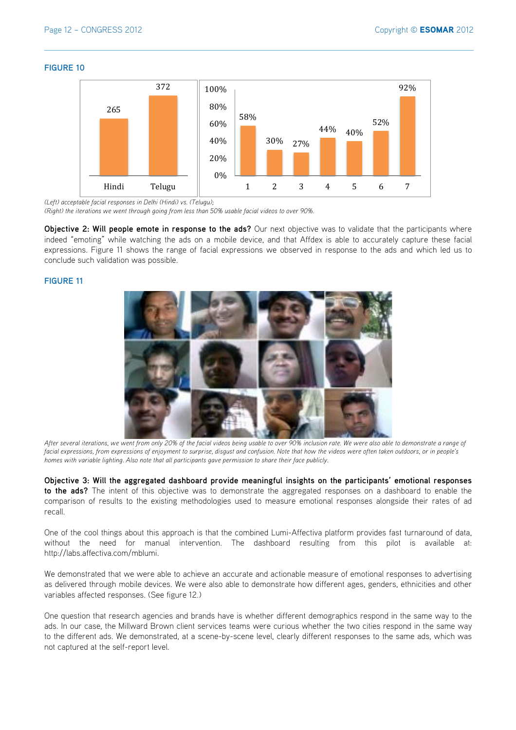**FIGURE 10**

(Left) acceptable facial responses in Delhi (Hindi) vs. (Telugu);
(Right) the iterations we went through going from less than 50% usable facial videos to over 90%.

**Objective 2: Will people emote in response to the ads?** Our next objective was to validate that the participants where indeed "emoting" while watching the ads on a mobile device, and that Affdex is able to accurately capture these facial expressions. Figure 11 shows the range of facial expressions we observed in response to the ads and which led us to conclude such validation was possible.

**FIGURE 11**

*After several iterations, we went from only 20% of the facial videos being usable to over 90% inclusion rate. We were also able to demonstrate a range of facial expressions, from expressions of enjoyment to surprise, disgust and confusion. Note that how the videos were often taken outdoors, or in people's homes with variable lighting. Also note that all participants gave permission to share their face publicly.*

**Objective 3: Will the aggregated dashboard provide meaningful insights on the participants' emotional responses to the ads?** The intent of this objective was to demonstrate the aggregated responses on a dashboard to enable the comparison of results to the existing methodologies used to measure emotional responses alongside their rates of ad recall.

One of the cool things about this approach is that the combined Lumi-Affectiva platform provides fast turnaround of data, without the need for manual intervention. The dashboard resulting from this pilot is available at: http://labs.affectiva.com/mblumi.

We demonstrated that we were able to achieve an accurate and actionable measure of emotional responses to advertising as delivered through mobile devices. We were also able to demonstrate how different ages, genders, ethnicities and other variables affected responses. (See figure 12.)

One question that research agencies and brands have is whether different demographics respond in the same way to the ads. In our case, the Millward Brown client services teams were curious whether the two cities respond in the same way to the different ads. We demonstrated, at a scene-by-scene level, clearly different responses to the same ads, which was not captured at the self-report level.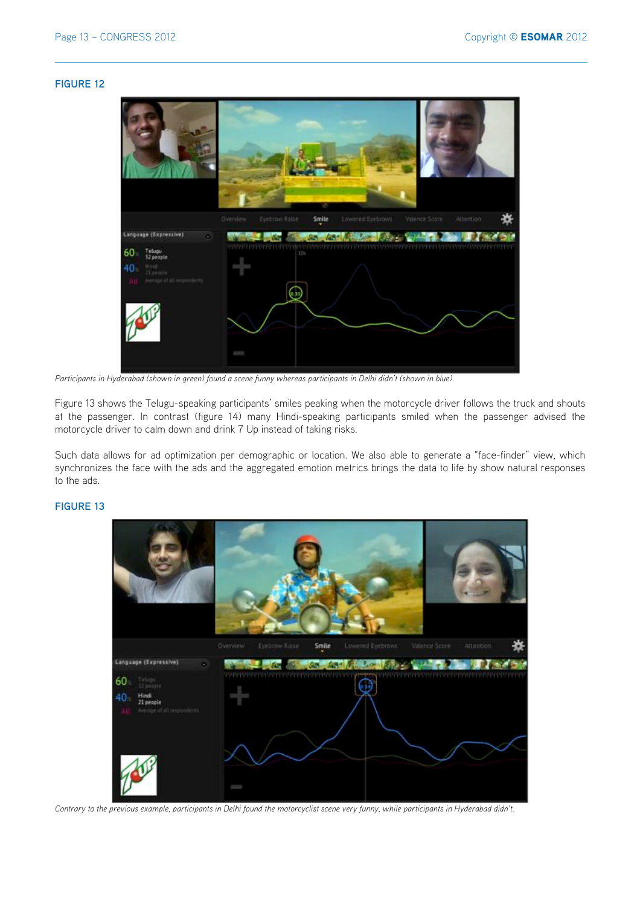**FIGURE 12**

*Participants in Hyderabad (shown in green) found a scene funny whereas participants in Delhi didn't (shown in blue).*

Figure 13 shows the Telugu-speaking participants' smiles peaking when the motorcycle driver follows the truck and shouts at the passenger. In contrast (figure 14) many Hindi-speaking participants smiled when the passenger advised the motorcycle driver to calm down and drink 7 Up instead of taking risks.

Such data allows for ad optimization per demographic or location. We also able to generate a "face-finder" view, which synchronizes the face with the ads and the aggregated emotion metrics brings the data to life by show natural responses to the ads.

**FIGURE 13**

*Contrary to the previous example, participants in Delhi found the motorcyclist scene very funny, while participants in Hyderabad didn't.*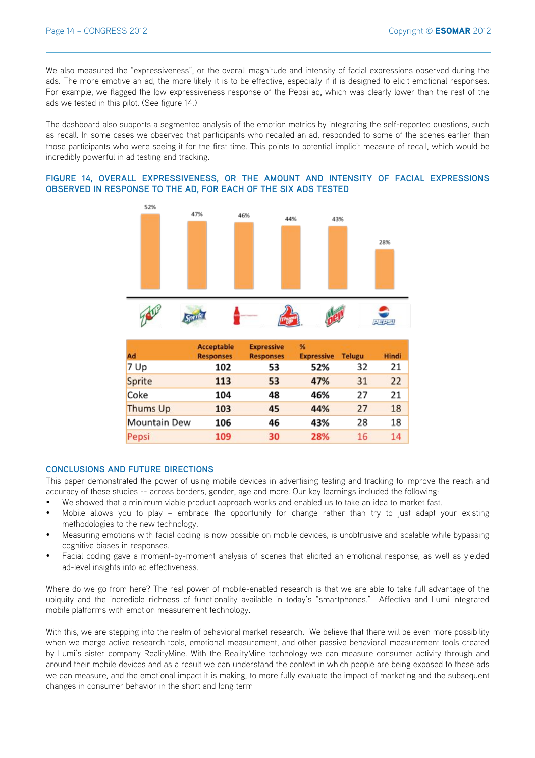We also measured the “expressiveness”, or the overall magnitude and intensity of facial expressions observed during the ads. The more emotive an ad, the more likely it is to be effective, especially if it is designed to elicit emotional responses. For example, we flagged the low expressiveness response of the Pepsi ad, which was clearly lower than the rest of the ads we tested in this pilot. (See figure 14.)

The dashboard also supports a segmented analysis of the emotion metrics by integrating the self-reported questions, such as recall. In some cases we observed that participants who recalled an ad, responded to some of the scenes earlier than those participants who were seeing it for the first time. This points to potential implicit measure of recall, which would be incredibly powerful in ad testing and tracking.

### FIGURE 14, OVERALL EXPRESSIVENESS, OR THE AMOUNT AND INTENSITY OF FACIAL EXPRESSIONS OBSERVED IN RESPONSE TO THE AD, FOR EACH OF THE SIX ADS TESTED

52% 47% 46% 44% 43% 28%

| Ad | Acceptable Responses | Expressive Responses | % Expressive | Telugu | Hindi |
|---|---|---|---|---|---|
| 7 Up | 102 | 53 | 52% | 32 | 21 |
| Sprite | 113 | 53 | 47% | 31 | 22 |
| Coke | 104 | 48 | 46% | 27 | 21 |
| Thums Up | 103 | 45 | 44% | 27 | 18 |
| Mountain Dew | 106 | 46 | 43% | 28 | 18 |
| Pepsi | 109 | 30 | 28% | 16 | 14 |

### CONCLUSIONS AND FUTURE DIRECTIONS

This paper demonstrated the power of using mobile devices in advertising testing and tracking to improve the reach and accuracy of these studies -- across borders, gender, age and more. Our key learnings included the following:

- We showed that a minimum viable product approach works and enabled us to take an idea to market fast.
- Mobile allows you to play – embrace the opportunity for change rather than try to just adapt your existing methodologies to the new technology.
- Measuring emotions with facial coding is now possible on mobile devices, is unobtrusive and scalable while bypassing cognitive biases in responses.
- Facial coding gave a moment-by-moment analysis of scenes that elicited an emotional response, as well as yielded ad-level insights into ad effectiveness.

Where do we go from here? The real power of mobile-enabled research is that we are able to take full advantage of the ubiquity and the incredible richness of functionality available in today’s “smartphones.” Affectiva and Lumi integrated mobile platforms with emotion measurement technology.

With this, we are stepping into the realm of behavioral market research. We believe that there will be even more possibility when we merge active research tools, emotional measurement, and other passive behavioral measurement tools created by Lumi’s sister company RealityMine. With the RealityMine technology we can measure consumer activity through and around their mobile devices and as a result we can understand the context in which people are being exposed to these ads we can measure, and the emotional impact it is making, to more fully evaluate the impact of marketing and the subsequent changes in consumer behavior in the short and long term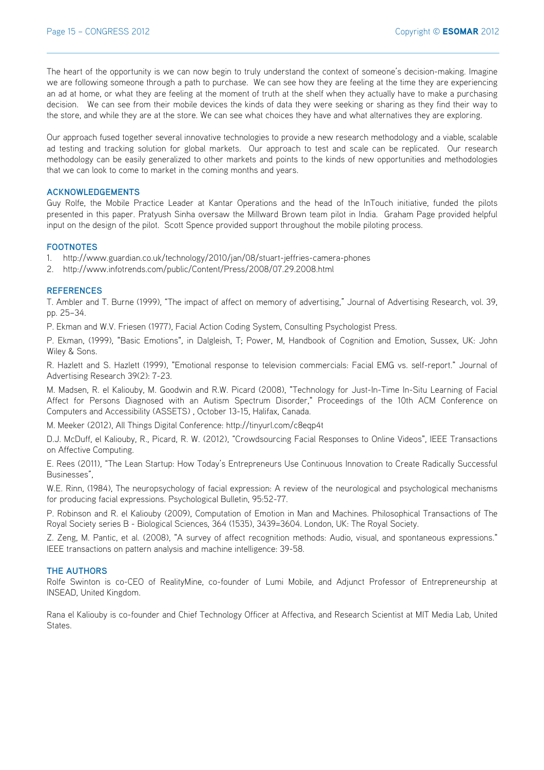The heart of the opportunity is we can now begin to truly understand the context of someone's decision-making. Imagine we are following someone through a path to purchase. We can see how they are feeling at the time they are experiencing an ad at home, or what they are feeling at the moment of truth at the shelf when they actually have to make a purchasing decision. We can see from their mobile devices the kinds of data they were seeking or sharing as they find their way to the store, and while they are at the store. We can see what choices they have and what alternatives they are exploring.

Our approach fused together several innovative technologies to provide a new research methodology and a viable, scalable ad testing and tracking solution for global markets. Our approach to test and scale can be replicated. Our research methodology can be easily generalized to other markets and points to the kinds of new opportunities and methodologies that we can look to come to market in the coming months and years.

## ACKNOWLEDGEMENTS

Guy Rolfe, the Mobile Practice Leader at Kantar Operations and the head of the InTouch initiative, funded the pilots presented in this paper. Pratyush Sinha oversaw the Millward Brown team pilot in India. Graham Page provided helpful input on the design of the pilot. Scott Spence provided support throughout the mobile piloting process.

## FOOTNOTES

1. http://www.guardian.co.uk/technology/2010/jan/08/stuart-jeffries-camera-phones
2. http://www.infotrends.com/public/Content/Press/2008/07.29.2008.html

## REFERENCES

T. Ambler and T. Burne (1999), "The impact of affect on memory of advertising," Journal of Advertising Research, vol. 39, pp. 25–34.

P. Ekman and W.V. Friesen (1977), Facial Action Coding System, Consulting Psychologist Press.

P. Ekman, (1999), "Basic Emotions", in Dalgleish, T; Power, M, Handbook of Cognition and Emotion, Sussex, UK: John Wiley & Sons.

R. Hazlett and S. Hazlett (1999), "Emotional response to television commercials: Facial EMG vs. self-report." Journal of Advertising Research 39(2): 7-23.

M. Madsen, R. el Kaliouby, M. Goodwin and R.W. Picard (2008), "Technology for Just-In-Time In-Situ Learning of Facial Affect for Persons Diagnosed with an Autism Spectrum Disorder," Proceedings of the 10th ACM Conference on Computers and Accessibility (ASSETS) , October 13-15, Halifax, Canada.

M. Meeker (2012), All Things Digital Conference: http://tinyurl.com/c8eqp4t

D.J. McDuff, el Kaliouby, R., Picard, R. W. (2012), "Crowdsourcing Facial Responses to Online Videos", IEEE Transactions on Affective Computing.

E. Rees (2011), "The Lean Startup: How Today's Entrepreneurs Use Continuous Innovation to Create Radically Successful Businesses",

W.E. Rinn, (1984), The neuropsychology of facial expression: A review of the neurological and psychological mechanisms for producing facial expressions. Psychological Bulletin, 95:52-77.

P. Robinson and R. el Kaliouby (2009), Computation of Emotion in Man and Machines. Philosophical Transactions of The Royal Society series B - Biological Sciences, 364 (1535), 3439=3604. London, UK: The Royal Society.

Z. Zeng, M. Pantic, et al. (2008), "A survey of affect recognition methods: Audio, visual, and spontaneous expressions." IEEE transactions on pattern analysis and machine intelligence: 39-58.

## THE AUTHORS

Rolfe Swinton is co-CEO of RealityMine, co-founder of Lumi Mobile, and Adjunct Professor of Entrepreneurship at INSEAD, United Kingdom.

Rana el Kaliouby is co-founder and Chief Technology Officer at Affectiva, and Research Scientist at MIT Media Lab, United States.